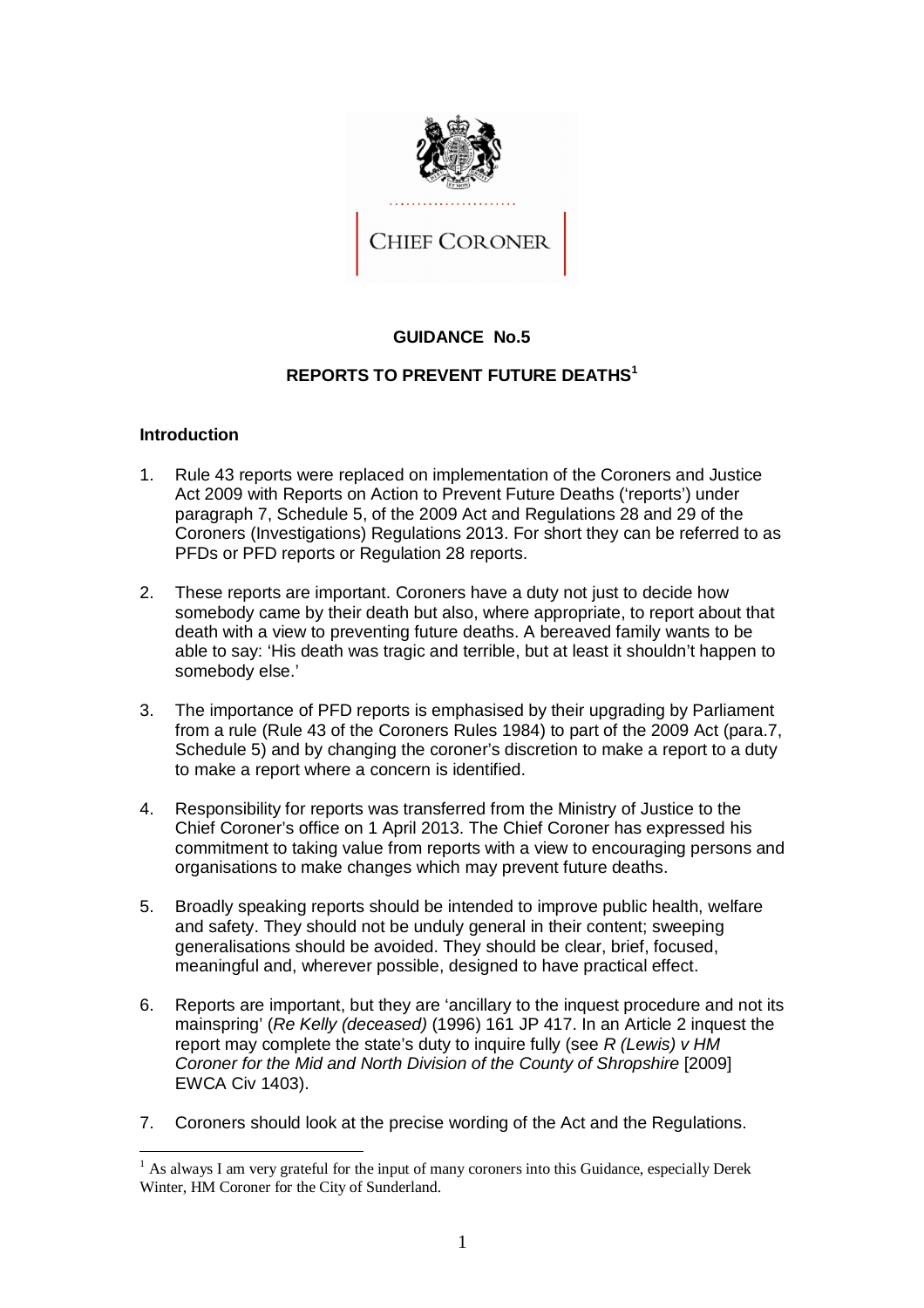CHIEF CORONER

# GUIDANCE No.5

## REPORTS TO PREVENT FUTURE DEATHS[1]

### Introduction

1. Rule 43 reports were replaced on implementation of the Coroners and Justice Act 2009 with Reports on Action to Prevent Future Deaths ('reports') under paragraph 7, Schedule 5, of the 2009 Act and Regulations 28 and 29 of the Coroners (Investigations) Regulations 2013. For short they can be referred to as PFDs or PFD reports or Regulation 28 reports.

2. These reports are important. Coroners have a duty not just to decide how somebody came by their death but also, where appropriate, to report about that death with a view to preventing future deaths. A bereaved family wants to be able to say: 'His death was tragic and terrible, but at least it shouldn't happen to somebody else.'

3. The importance of PFD reports is emphasised by their upgrading by Parliament from a rule (Rule 43 of the Coroners Rules 1984) to part of the 2009 Act (para.7, Schedule 5) and by changing the coroner's discretion to make a report to a duty to make a report where a concern is identified.

4. Responsibility for reports was transferred from the Ministry of Justice to the Chief Coroner's office on 1 April 2013. The Chief Coroner has expressed his commitment to taking value from reports with a view to encouraging persons and organisations to make changes which may prevent future deaths.

5. Broadly speaking reports should be intended to improve public health, welfare and safety. They should not be unduly general in their content; sweeping generalisations should be avoided. They should be clear, brief, focused, meaningful and, wherever possible, designed to have practical effect.

6. Reports are important, but they are 'ancillary to the inquest procedure and not its mainspring' (*Re Kelly (deceased)* (1996) 161 JP 417. In an Article 2 inquest the report may complete the state's duty to inquire fully (see *R (Lewis) v HM Coroner for the Mid and North Division of the County of Shropshire* [2009] EWCA Civ 1403).

7. Coroners should look at the precise wording of the Act and the Regulations.

---

[1] As always I am very grateful for the input of many coroners into this Guidance, especially Derek Winter, HM Coroner for the City of Sunderland.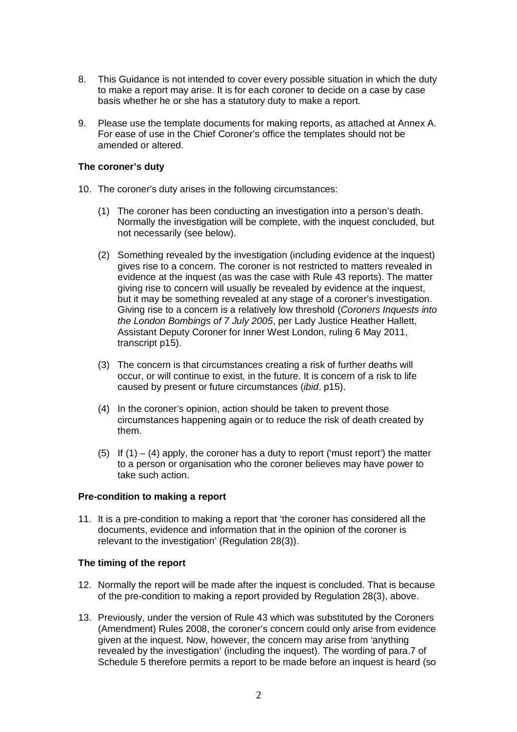8. This Guidance is not intended to cover every possible situation in which the duty to make a report may arise. It is for each coroner to decide on a case by case basis whether he or she has a statutory duty to make a report.

9. Please use the template documents for making reports, as attached at Annex A. For ease of use in the Chief Coroner's office the templates should not be amended or altered.

**The coroner's duty**

10. The coroner's duty arises in the following circumstances:

    (1) The coroner has been conducting an investigation into a person's death. Normally the investigation will be complete, with the inquest concluded, but not necessarily (see below).

    (2) Something revealed by the investigation (including evidence at the inquest) gives rise to a concern. The coroner is not restricted to matters revealed in evidence at the inquest (as was the case with Rule 43 reports). The matter giving rise to concern will usually be revealed by evidence at the inquest, but it may be something revealed at any stage of a coroner's investigation. Giving rise to a concern is a relatively low threshold (*Coroners Inquests into the London Bombings of 7 July 2005*, per Lady Justice Heather Hallett, Assistant Deputy Coroner for Inner West London, ruling 6 May 2011, transcript p15).

    (3) The concern is that circumstances creating a risk of further deaths will occur, or will continue to exist, in the future. It is concern of a risk to life caused by present or future circumstances (*ibid*. p15).

    (4) In the coroner's opinion, action should be taken to prevent those circumstances happening again or to reduce the risk of death created by them.

    (5) If (1) – (4) apply, the coroner has a duty to report ('must report') the matter to a person or organisation who the coroner believes may have power to take such action.

**Pre-condition to making a report**

11. It is a pre-condition to making a report that 'the coroner has considered all the documents, evidence and information that in the opinion of the coroner is relevant to the investigation' (Regulation 28(3)).

**The timing of the report**

12. Normally the report will be made after the inquest is concluded. That is because of the pre-condition to making a report provided by Regulation 28(3), above.

13. Previously, under the version of Rule 43 which was substituted by the Coroners (Amendment) Rules 2008, the coroner's concern could only arise from evidence given at the inquest. Now, however, the concern may arise from 'anything revealed by the investigation' (including the inquest). The wording of para.7 of Schedule 5 therefore permits a report to be made before an inquest is heard (so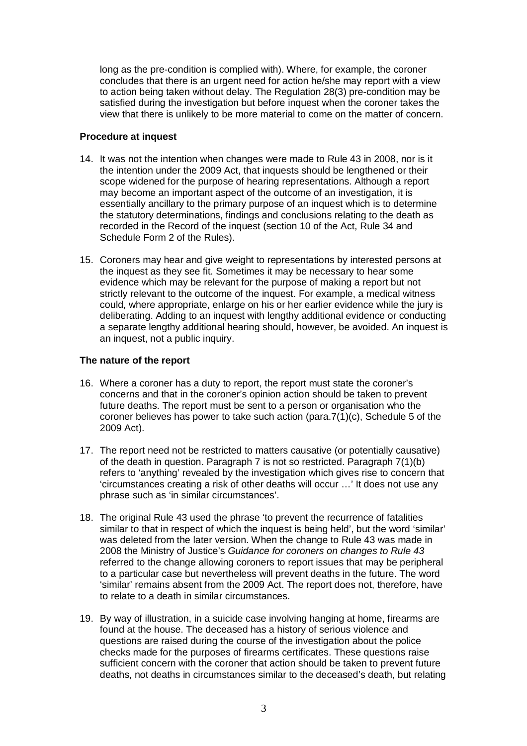long as the pre-condition is complied with). Where, for example, the coroner concludes that there is an urgent need for action he/she may report with a view to action being taken without delay. The Regulation 28(3) pre-condition may be satisfied during the investigation but before inquest when the coroner takes the view that there is unlikely to be more material to come on the matter of concern.

**Procedure at inquest**

14. It was not the intention when changes were made to Rule 43 in 2008, nor is it the intention under the 2009 Act, that inquests should be lengthened or their scope widened for the purpose of hearing representations. Although a report may become an important aspect of the outcome of an investigation, it is essentially ancillary to the primary purpose of an inquest which is to determine the statutory determinations, findings and conclusions relating to the death as recorded in the Record of the inquest (section 10 of the Act, Rule 34 and Schedule Form 2 of the Rules).

15. Coroners may hear and give weight to representations by interested persons at the inquest as they see fit. Sometimes it may be necessary to hear some evidence which may be relevant for the purpose of making a report but not strictly relevant to the outcome of the inquest. For example, a medical witness could, where appropriate, enlarge on his or her earlier evidence while the jury is deliberating. Adding to an inquest with lengthy additional evidence or conducting a separate lengthy additional hearing should, however, be avoided. An inquest is an inquest, not a public inquiry.

**The nature of the report**

16. Where a coroner has a duty to report, the report must state the coroner's concerns and that in the coroner's opinion action should be taken to prevent future deaths. The report must be sent to a person or organisation who the coroner believes has power to take such action (para.7(1)(c), Schedule 5 of the 2009 Act).

17. The report need not be restricted to matters causative (or potentially causative) of the death in question. Paragraph 7 is not so restricted. Paragraph 7(1)(b) refers to 'anything' revealed by the investigation which gives rise to concern that 'circumstances creating a risk of other deaths will occur …' It does not use any phrase such as 'in similar circumstances'.

18. The original Rule 43 used the phrase 'to prevent the recurrence of fatalities similar to that in respect of which the inquest is being held', but the word 'similar' was deleted from the later version. When the change to Rule 43 was made in 2008 the Ministry of Justice's *Guidance for coroners on changes to Rule 43* referred to the change allowing coroners to report issues that may be peripheral to a particular case but nevertheless will prevent deaths in the future. The word 'similar' remains absent from the 2009 Act. The report does not, therefore, have to relate to a death in similar circumstances.

19. By way of illustration, in a suicide case involving hanging at home, firearms are found at the house. The deceased has a history of serious violence and questions are raised during the course of the investigation about the police checks made for the purposes of firearms certificates. These questions raise sufficient concern with the coroner that action should be taken to prevent future deaths, not deaths in circumstances similar to the deceased's death, but relating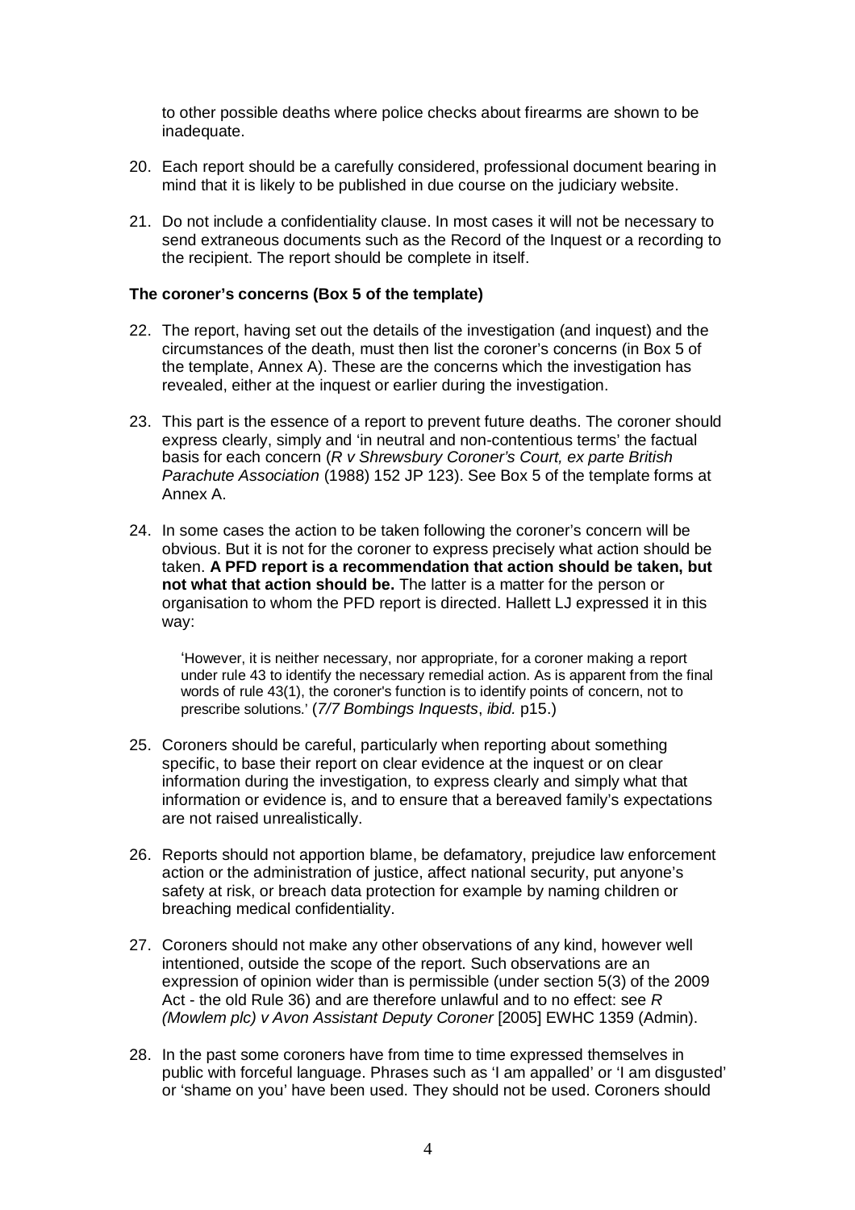to other possible deaths where police checks about firearms are shown to be inadequate.

20. Each report should be a carefully considered, professional document bearing in mind that it is likely to be published in due course on the judiciary website.

21. Do not include a confidentiality clause. In most cases it will not be necessary to send extraneous documents such as the Record of the Inquest or a recording to the recipient. The report should be complete in itself.

**The coroner's concerns (Box 5 of the template)**

22. The report, having set out the details of the investigation (and inquest) and the circumstances of the death, must then list the coroner's concerns (in Box 5 of the template, Annex A). These are the concerns which the investigation has revealed, either at the inquest or earlier during the investigation.

23. This part is the essence of a report to prevent future deaths. The coroner should express clearly, simply and 'in neutral and non-contentious terms' the factual basis for each concern (*R v Shrewsbury Coroner's Court, ex parte British Parachute Association* (1988) 152 JP 123). See Box 5 of the template forms at Annex A.

24. In some cases the action to be taken following the coroner's concern will be obvious. But it is not for the coroner to express precisely what action should be taken. **A PFD report is a recommendation that action should be taken, but not what that action should be.** The latter is a matter for the person or organisation to whom the PFD report is directed. Hallett LJ expressed it in this way:

    'However, it is neither necessary, nor appropriate, for a coroner making a report under rule 43 to identify the necessary remedial action. As is apparent from the final words of rule 43(1), the coroner's function is to identify points of concern, not to prescribe solutions.' (*7/7 Bombings Inquests*, *ibid.* p15.)

25. Coroners should be careful, particularly when reporting about something specific, to base their report on clear evidence at the inquest or on clear information during the investigation, to express clearly and simply what that information or evidence is, and to ensure that a bereaved family's expectations are not raised unrealistically.

26. Reports should not apportion blame, be defamatory, prejudice law enforcement action or the administration of justice, affect national security, put anyone's safety at risk, or breach data protection for example by naming children or breaching medical confidentiality.

27. Coroners should not make any other observations of any kind, however well intentioned, outside the scope of the report. Such observations are an expression of opinion wider than is permissible (under section 5(3) of the 2009 Act - the old Rule 36) and are therefore unlawful and to no effect: see *R (Mowlem plc) v Avon Assistant Deputy Coroner* [2005] EWHC 1359 (Admin).

28. In the past some coroners have from time to time expressed themselves in public with forceful language. Phrases such as 'I am appalled' or 'I am disgusted' or 'shame on you' have been used. They should not be used. Coroners should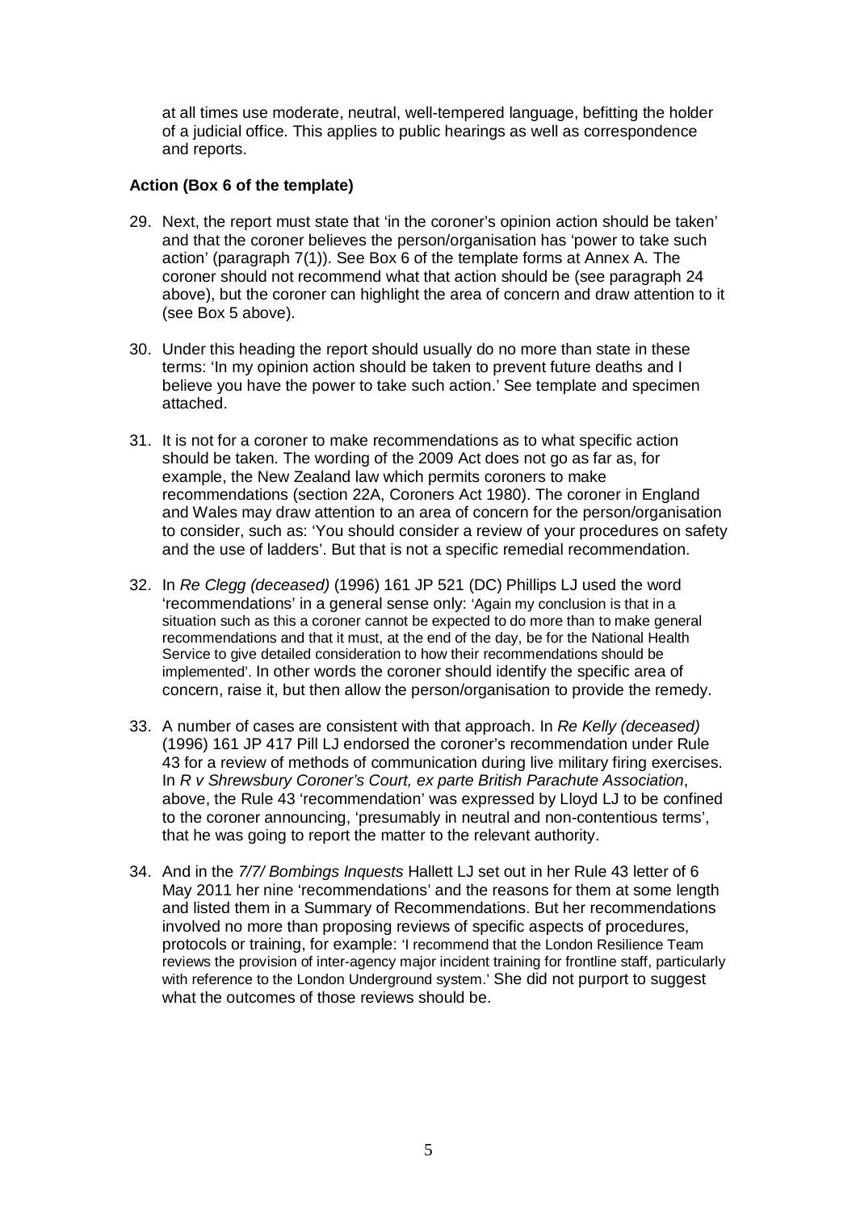at all times use moderate, neutral, well-tempered language, befitting the holder of a judicial office. This applies to public hearings as well as correspondence and reports.

**Action (Box 6 of the template)**

29. Next, the report must state that 'in the coroner's opinion action should be taken' and that the coroner believes the person/organisation has 'power to take such action' (paragraph 7(1)). See Box 6 of the template forms at Annex A. The coroner should not recommend what that action should be (see paragraph 24 above), but the coroner can highlight the area of concern and draw attention to it (see Box 5 above).

30. Under this heading the report should usually do no more than state in these terms: 'In my opinion action should be taken to prevent future deaths and I believe you have the power to take such action.' See template and specimen attached.

31. It is not for a coroner to make recommendations as to what specific action should be taken. The wording of the 2009 Act does not go as far as, for example, the New Zealand law which permits coroners to make recommendations (section 22A, Coroners Act 1980). The coroner in England and Wales may draw attention to an area of concern for the person/organisation to consider, such as: 'You should consider a review of your procedures on safety and the use of ladders'. But that is not a specific remedial recommendation.

32. In *Re Clegg (deceased)* (1996) 161 JP 521 (DC) Phillips LJ used the word 'recommendations' in a general sense only: 'Again my conclusion is that in a situation such as this a coroner cannot be expected to do more than to make general recommendations and that it must, at the end of the day, be for the National Health Service to give detailed consideration to how their recommendations should be implemented'. In other words the coroner should identify the specific area of concern, raise it, but then allow the person/organisation to provide the remedy.

33. A number of cases are consistent with that approach. In *Re Kelly (deceased)* (1996) 161 JP 417 Pill LJ endorsed the coroner's recommendation under Rule 43 for a review of methods of communication during live military firing exercises. In *R v Shrewsbury Coroner's Court, ex parte British Parachute Association*, above, the Rule 43 'recommendation' was expressed by Lloyd LJ to be confined to the coroner announcing, 'presumably in neutral and non-contentious terms', that he was going to report the matter to the relevant authority.

34. And in the *7/7/ Bombings Inquests* Hallett LJ set out in her Rule 43 letter of 6 May 2011 her nine 'recommendations' and the reasons for them at some length and listed them in a Summary of Recommendations. But her recommendations involved no more than proposing reviews of specific aspects of procedures, protocols or training, for example: 'I recommend that the London Resilience Team reviews the provision of inter-agency major incident training for frontline staff, particularly with reference to the London Underground system.' She did not purport to suggest what the outcomes of those reviews should be.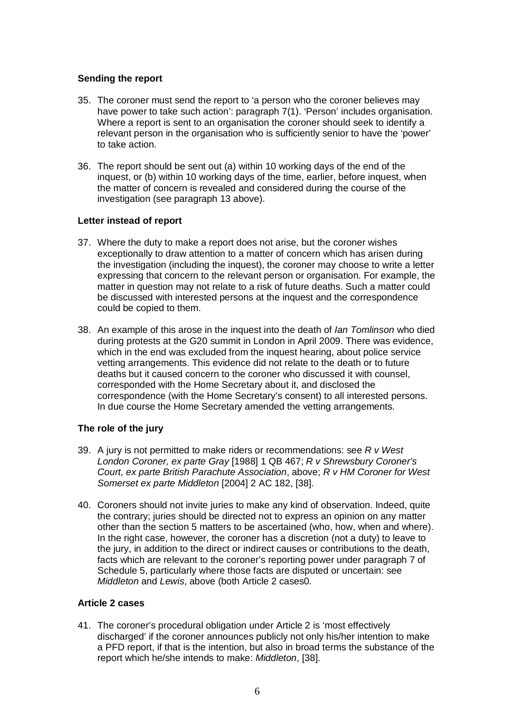### Sending the report

35. The coroner must send the report to 'a person who the coroner believes may have power to take such action': paragraph 7(1). 'Person' includes organisation. Where a report is sent to an organisation the coroner should seek to identify a relevant person in the organisation who is sufficiently senior to have the 'power' to take action.

36. The report should be sent out (a) within 10 working days of the end of the inquest, or (b) within 10 working days of the time, earlier, before inquest, when the matter of concern is revealed and considered during the course of the investigation (see paragraph 13 above).

### Letter instead of report

37. Where the duty to make a report does not arise, but the coroner wishes exceptionally to draw attention to a matter of concern which has arisen during the investigation (including the inquest), the coroner may choose to write a letter expressing that concern to the relevant person or organisation. For example, the matter in question may not relate to a risk of future deaths. Such a matter could be discussed with interested persons at the inquest and the correspondence could be copied to them.

38. An example of this arose in the inquest into the death of *Ian Tomlinson* who died during protests at the G20 summit in London in April 2009. There was evidence, which in the end was excluded from the inquest hearing, about police service vetting arrangements. This evidence did not relate to the death or to future deaths but it caused concern to the coroner who discussed it with counsel, corresponded with the Home Secretary about it, and disclosed the correspondence (with the Home Secretary's consent) to all interested persons. In due course the Home Secretary amended the vetting arrangements.

### The role of the jury

39. A jury is not permitted to make riders or recommendations: see *R v West London Coroner, ex parte Gray* [1988] 1 QB 467; *R v Shrewsbury Coroner's Court, ex parte British Parachute Association*, above; *R v HM Coroner for West Somerset ex parte Middleton* [2004] 2 AC 182, [38].

40. Coroners should not invite juries to make any kind of observation. Indeed, quite the contrary; juries should be directed not to express an opinion on any matter other than the section 5 matters to be ascertained (who, how, when and where). In the right case, however, the coroner has a discretion (not a duty) to leave to the jury, in addition to the direct or indirect causes or contributions to the death, facts which are relevant to the coroner's reporting power under paragraph 7 of Schedule 5, particularly where those facts are disputed or uncertain: see *Middleton* and *Lewis*, above (both Article 2 cases0.

### Article 2 cases

41. The coroner's procedural obligation under Article 2 is 'most effectively discharged' if the coroner announces publicly not only his/her intention to make a PFD report, if that is the intention, but also in broad terms the substance of the report which he/she intends to make: *Middleton*, [38].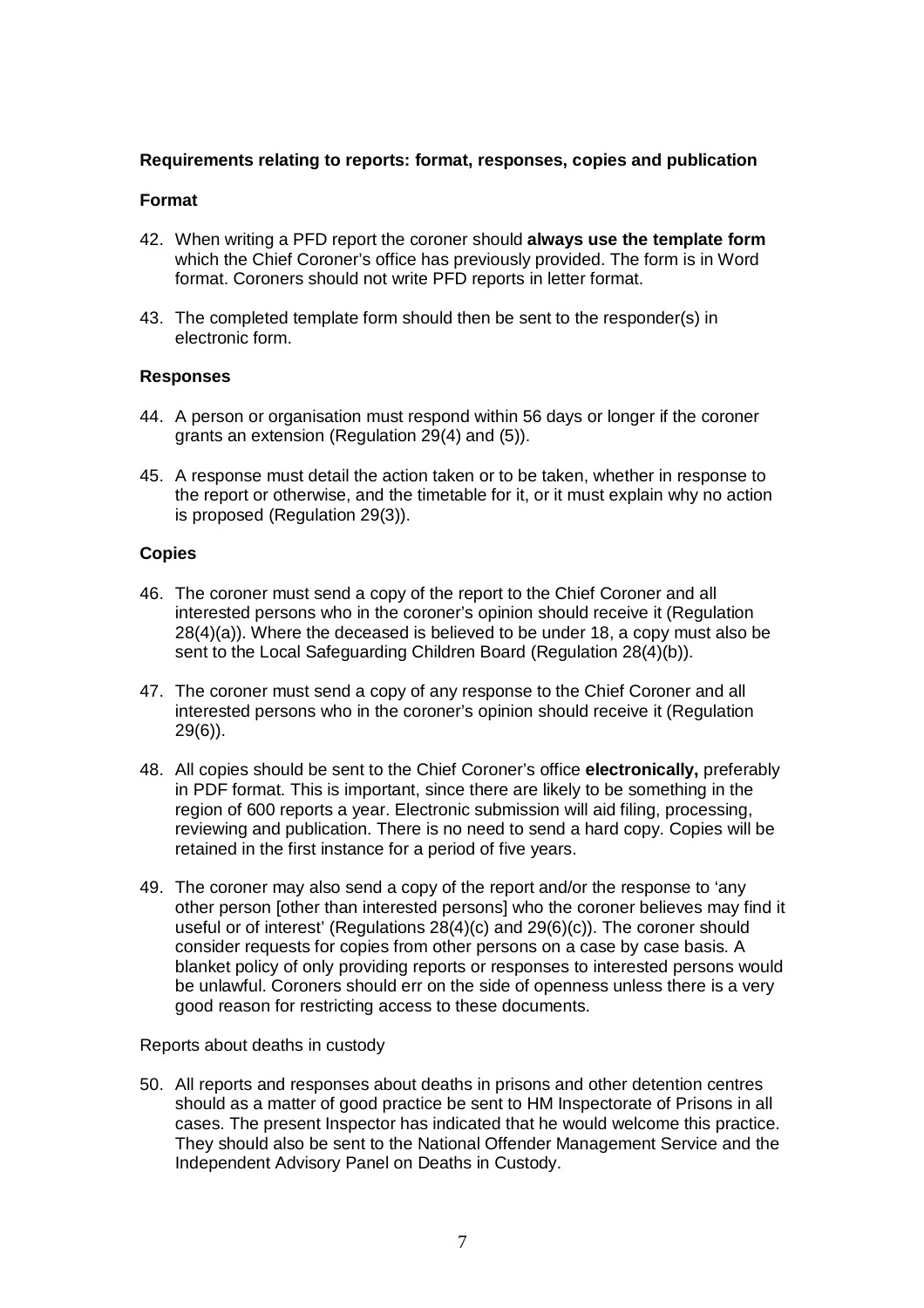**Requirements relating to reports: format, responses, copies and publication**

**Format**

42. When writing a PFD report the coroner should **always use the template form** which the Chief Coroner's office has previously provided. The form is in Word format. Coroners should not write PFD reports in letter format.

43. The completed template form should then be sent to the responder(s) in electronic form.

**Responses**

44. A person or organisation must respond within 56 days or longer if the coroner grants an extension (Regulation 29(4) and (5)).

45. A response must detail the action taken or to be taken, whether in response to the report or otherwise, and the timetable for it, or it must explain why no action is proposed (Regulation 29(3)).

**Copies**

46. The coroner must send a copy of the report to the Chief Coroner and all interested persons who in the coroner's opinion should receive it (Regulation 28(4)(a)). Where the deceased is believed to be under 18, a copy must also be sent to the Local Safeguarding Children Board (Regulation 28(4)(b)).

47. The coroner must send a copy of any response to the Chief Coroner and all interested persons who in the coroner's opinion should receive it (Regulation 29(6)).

48. All copies should be sent to the Chief Coroner's office **electronically,** preferably in PDF format. This is important, since there are likely to be something in the region of 600 reports a year. Electronic submission will aid filing, processing, reviewing and publication. There is no need to send a hard copy. Copies will be retained in the first instance for a period of five years.

49. The coroner may also send a copy of the report and/or the response to 'any other person [other than interested persons] who the coroner believes may find it useful or of interest' (Regulations 28(4)(c) and 29(6)(c)). The coroner should consider requests for copies from other persons on a case by case basis. A blanket policy of only providing reports or responses to interested persons would be unlawful. Coroners should err on the side of openness unless there is a very good reason for restricting access to these documents.

Reports about deaths in custody

50. All reports and responses about deaths in prisons and other detention centres should as a matter of good practice be sent to HM Inspectorate of Prisons in all cases. The present Inspector has indicated that he would welcome this practice. They should also be sent to the National Offender Management Service and the Independent Advisory Panel on Deaths in Custody.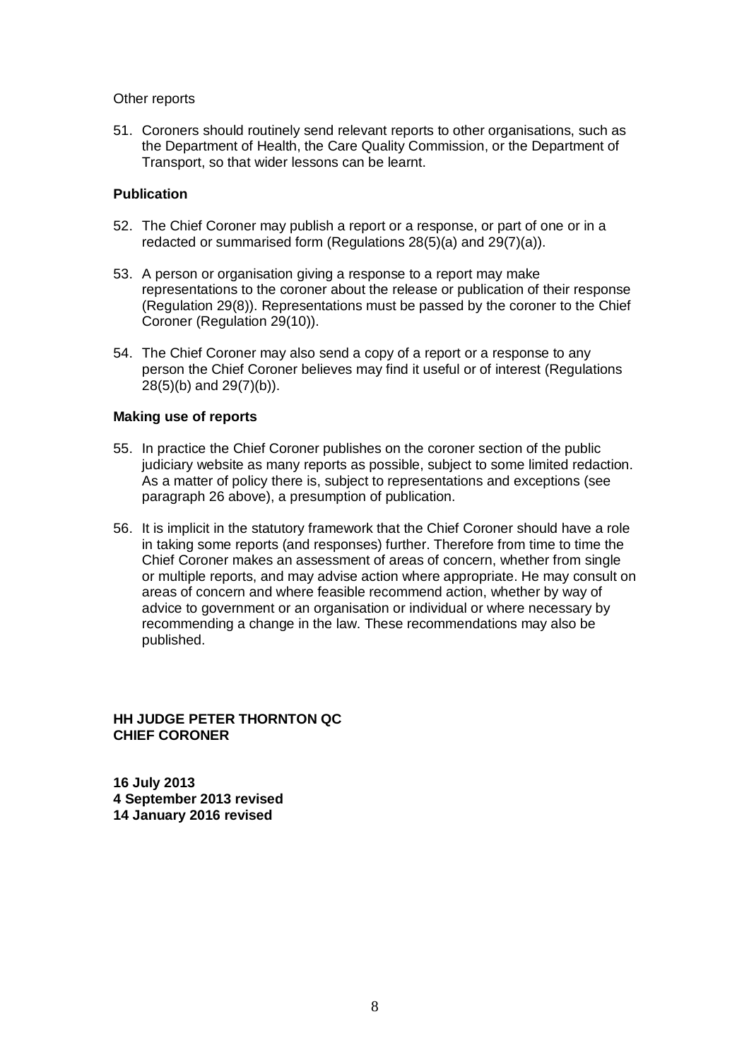Other reports

51. Coroners should routinely send relevant reports to other organisations, such as the Department of Health, the Care Quality Commission, or the Department of Transport, so that wider lessons can be learnt.

**Publication**

52. The Chief Coroner may publish a report or a response, or part of one or in a redacted or summarised form (Regulations 28(5)(a) and 29(7)(a)).

53. A person or organisation giving a response to a report may make representations to the coroner about the release or publication of their response (Regulation 29(8)). Representations must be passed by the coroner to the Chief Coroner (Regulation 29(10)).

54. The Chief Coroner may also send a copy of a report or a response to any person the Chief Coroner believes may find it useful or of interest (Regulations 28(5)(b) and 29(7)(b)).

**Making use of reports**

55. In practice the Chief Coroner publishes on the coroner section of the public judiciary website as many reports as possible, subject to some limited redaction. As a matter of policy there is, subject to representations and exceptions (see paragraph 26 above), a presumption of publication.

56. It is implicit in the statutory framework that the Chief Coroner should have a role in taking some reports (and responses) further. Therefore from time to time the Chief Coroner makes an assessment of areas of concern, whether from single or multiple reports, and may advise action where appropriate. He may consult on areas of concern and where feasible recommend action, whether by way of advice to government or an organisation or individual or where necessary by recommending a change in the law. These recommendations may also be published.

**HH JUDGE PETER THORNTON QC**
**CHIEF CORONER**

**16 July 2013**
**4 September 2013 revised**
**14 January 2016 revised**